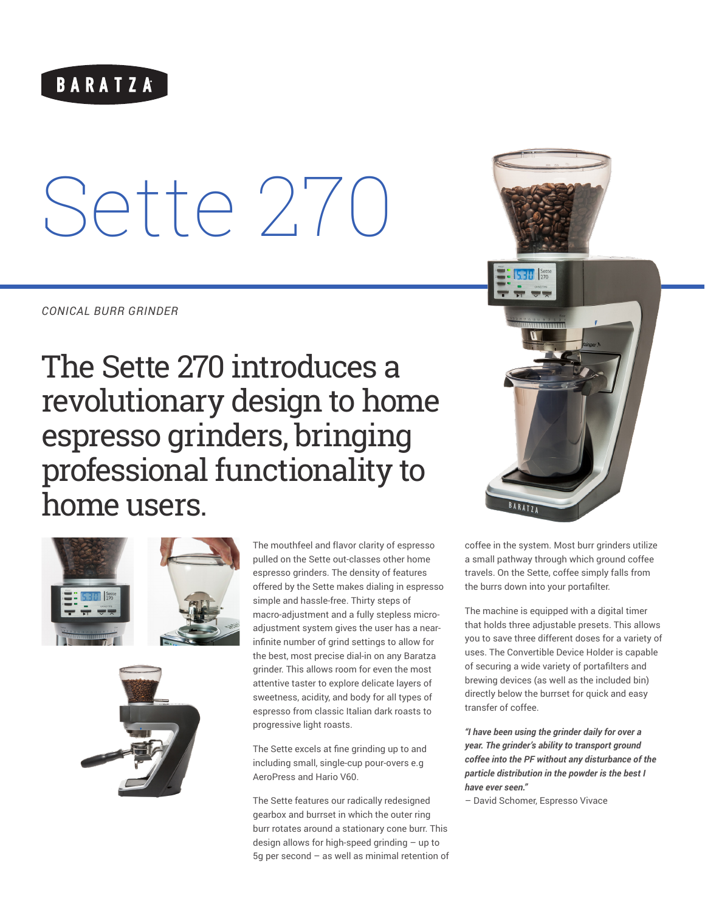BARATZA

# Sette 270

*CONICAL BURR GRINDER*

## The Sette 270 introduces a revolutionary design to home espresso grinders, bringing professional functionality to home users.

The mouthfeel and flavor clarity of espresso pulled on the Sette out-classes other home espresso grinders. The density of features offered by the Sette makes dialing in espresso simple and hassle-free. Thirty steps of macro-adjustment and a fully stepless micro-adjustment system gives the user has a near-infinite number of grind settings to allow for the best, most precise dial-in on any Baratza grinder. This allows room for even the most attentive taster to explore delicate layers of sweetness, acidity, and body for all types of espresso from classic Italian dark roasts to progressive light roasts.

The Sette excels at fine grinding up to and including small, single-cup pour-overs e.g AeroPress and Hario V60.

The Sette features our radically redesigned gearbox and burrset in which the outer ring burr rotates around a stationary cone burr. This design allows for high-speed grinding – up to 5g per second – as well as minimal retention of coffee in the system. Most burr grinders utilize a small pathway through which ground coffee travels. On the Sette, coffee simply falls from the burrs down into your portafilter.

The machine is equipped with a digital timer that holds three adjustable presets. This allows you to save three different doses for a variety of uses. The Convertible Device Holder is capable of securing a wide variety of portafilters and brewing devices (as well as the included bin) directly below the burrset for quick and easy transfer of coffee.

***"I have been using the grinder daily for over a year. The grinder's ability to transport ground coffee into the PF without any disturbance of the particle distribution in the powder is the best I have ever seen."***

– David Schomer, Espresso Vivace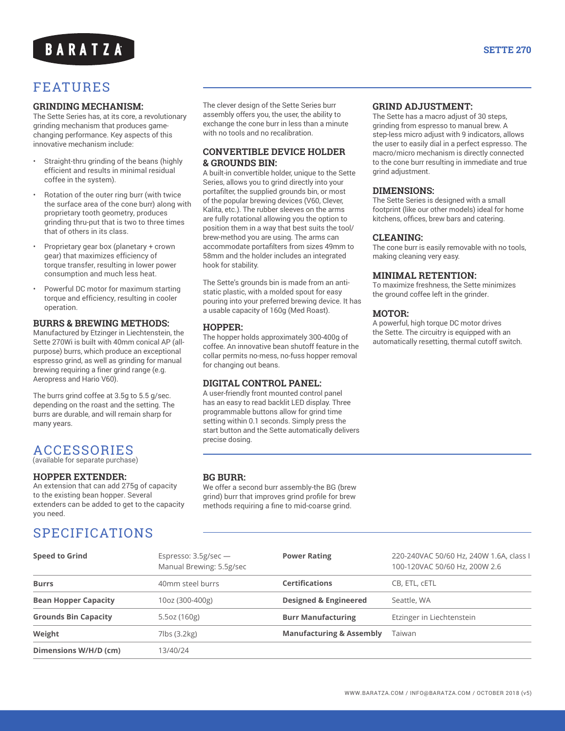BARATZA

SETTE 270

# FEATURES

### GRINDING MECHANISM:

The Sette Series has, at its core, a revolutionary grinding mechanism that produces game-changing performance. Key aspects of this innovative mechanism include:

- Straight-thru grinding of the beans (highly efficient and results in minimal residual coffee in the system).
- Rotation of the outer ring burr (with twice the surface area of the cone burr) along with proprietary tooth geometry, produces grinding thru-put that is two to three times that of others in its class.
- Proprietary gear box (planetary + crown gear) that maximizes efficiency of torque transfer, resulting in lower power consumption and much less heat.
- Powerful DC motor for maximum starting torque and efficiency, resulting in cooler operation.

### BURRS & BREWING METHODS:

Manufactured by Etzinger in Liechtenstein, the Sette 270Wi is built with 40mm conical AP (all-purpose) burrs, which produce an exceptional espresso grind, as well as grinding for manual brewing requiring a finer grind range (e.g. Aeropress and Hario V60).

The burrs grind coffee at 3.5g to 5.5 g/sec. depending on the roast and the setting. The burrs are durable, and will remain sharp for many years.

The clever design of the Sette Series burr assembly offers you, the user, the ability to exchange the cone burr in less than a minute with no tools and no recalibration.

### CONVERTIBLE DEVICE HOLDER & GROUNDS BIN:

A built-in convertible holder, unique to the Sette Series, allows you to grind directly into your portafilter, the supplied grounds bin, or most of the popular brewing devices (V60, Clever, Kalita, etc.). The rubber sleeves on the arms are fully rotational allowing you the option to position them in a way that best suits the tool/brew-method you are using. The arms can accommodate portafilters from sizes 49mm to 58mm and the holder includes an integrated hook for stability.

The Sette's grounds bin is made from an anti-static plastic, with a molded spout for easy pouring into your preferred brewing device. It has a usable capacity of 160g (Med Roast).

### HOPPER:

The hopper holds approximately 300-400g of coffee. An innovative bean shutoff feature in the collar permits no-mess, no-fuss hopper removal for changing out beans.

### DIGITAL CONTROL PANEL:

A user-friendly front mounted control panel has an easy to read backlit LED display. Three programmable buttons allow for grind time setting within 0.1 seconds. Simply press the start button and the Sette automatically delivers precise dosing.

### GRIND ADJUSTMENT:

The Sette has a macro adjust of 30 steps, grinding from espresso to manual brew. A step-less micro adjust with 9 indicators, allows the user to easily dial in a perfect espresso. The macro/micro mechanism is directly connected to the cone burr resulting in immediate and true grind adjustment.

### DIMENSIONS:

The Sette Series is designed with a small footprint (like our other models) ideal for home kitchens, offices, brew bars and catering.

### CLEANING:

The cone burr is easily removable with no tools, making cleaning very easy.

### MINIMAL RETENTION:

To maximize freshness, the Sette minimizes the ground coffee left in the grinder.

### MOTOR:

A powerful, high torque DC motor drives the Sette. The circuitry is equipped with an automatically resetting, thermal cutoff switch.

# ACCESSORIES

(available for separate purchase)

### HOPPER EXTENDER:

An extension that can add 275g of capacity to the existing bean hopper. Several extenders can be added to get to the capacity you need.

### BG BURR:

We offer a second burr assembly-the BG (brew grind) burr that improves grind profile for brew methods requiring a fine to mid-coarse grind.

# SPECIFICATIONS

| | | | |
|---|---|---|---|
| **Speed to Grind** | Espresso: 3.5g/sec — Manual Brewing: 5.5g/sec | **Power Rating** | 220-240VAC 50/60 Hz, 240W 1.6A, class I 100-120VAC 50/60 Hz, 200W 2.6 |
| **Burrs** | 40mm steel burrs | **Certifications** | CB, ETL, cETL |
| **Bean Hopper Capacity** | 10oz (300-400g) | **Designed & Engineered** | Seattle, WA |
| **Grounds Bin Capacity** | 5.5oz (160g) | **Burr Manufacturing** | Etzinger in Liechtenstein |
| **Weight** | 7lbs (3.2kg) | **Manufacturing & Assembly** | Taiwan |
| **Dimensions W/H/D (cm)** | 13/40/24 | | |

WWW.BARATZA.COM / INFO@BARATZA.COM / OCTOBER 2018 (v5)